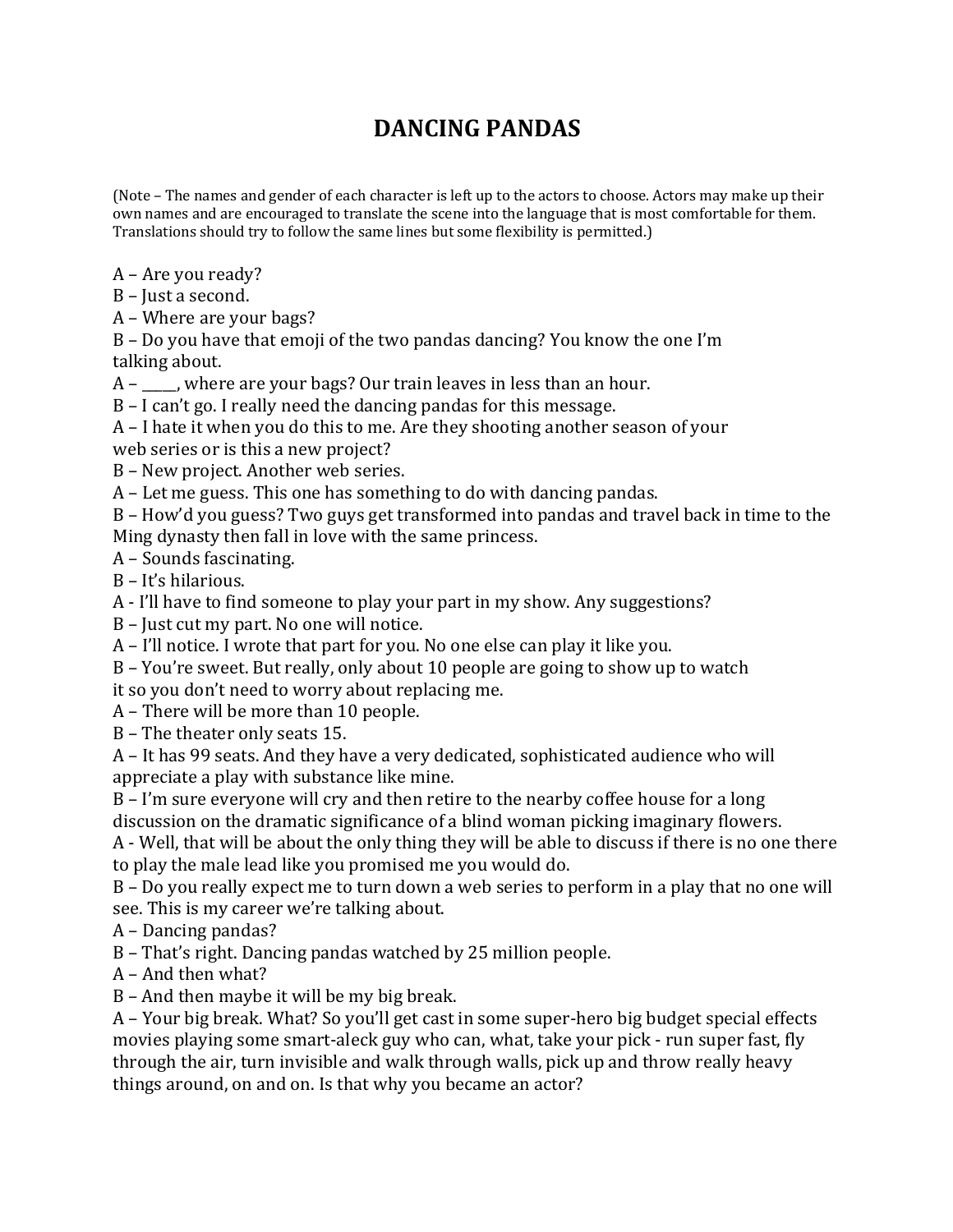# DANCING PANDAS

(Note – The names and gender of each character is left up to the actors to choose. Actors may make up their own names and are encouraged to translate the scene into the language that is most comfortable for them. Translations should try to follow the same lines but some flexibility is permitted.)

A – Are you ready?  
B – Just a second.  
A – Where are your bags?  
B – Do you have that emoji of the two pandas dancing? You know the one I'm talking about.  
A – _____, where are your bags? Our train leaves in less than an hour.  
B – I can't go. I really need the dancing pandas for this message.  
A – I hate it when you do this to me. Are they shooting another season of your web series or is this a new project?  
B – New project. Another web series.  
A – Let me guess. This one has something to do with dancing pandas.  
B – How'd you guess? Two guys get transformed into pandas and travel back in time to the Ming dynasty then fall in love with the same princess.  
A – Sounds fascinating.  
B – It's hilarious.  
A - I'll have to find someone to play your part in my show. Any suggestions?  
B – Just cut my part. No one will notice.  
A – I'll notice. I wrote that part for you. No one else can play it like you.  
B – You're sweet. But really, only about 10 people are going to show up to watch it so you don't need to worry about replacing me.  
A – There will be more than 10 people.  
B – The theater only seats 15.  
A – It has 99 seats. And they have a very dedicated, sophisticated audience who will appreciate a play with substance like mine.  
B – I'm sure everyone will cry and then retire to the nearby coffee house for a long discussion on the dramatic significance of a blind woman picking imaginary flowers.  
A - Well, that will be about the only thing they will be able to discuss if there is no one there to play the male lead like you promised me you would do.  
B – Do you really expect me to turn down a web series to perform in a play that no one will see. This is my career we're talking about.  
A – Dancing pandas?  
B – That's right. Dancing pandas watched by 25 million people.  
A – And then what?  
B – And then maybe it will be my big break.  
A – Your big break. What? So you'll get cast in some super-hero big budget special effects movies playing some smart-aleck guy who can, what, take your pick - run super fast, fly through the air, turn invisible and walk through walls, pick up and throw really heavy things around, on and on. Is that why you became an actor?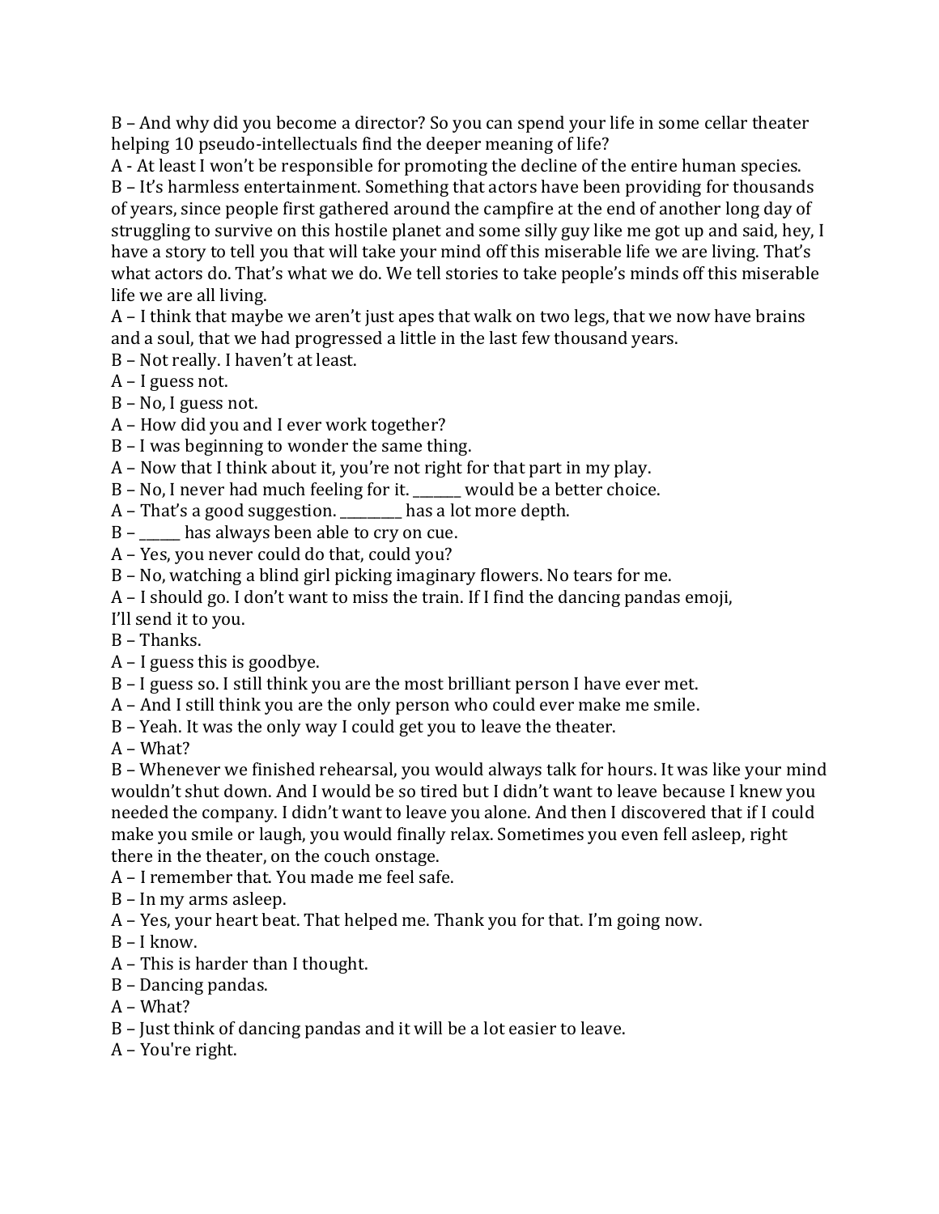B – And why did you become a director? So you can spend your life in some cellar theater helping 10 pseudo-intellectuals find the deeper meaning of life?

A - At least I won't be responsible for promoting the decline of the entire human species.

B – It's harmless entertainment. Something that actors have been providing for thousands of years, since people first gathered around the campfire at the end of another long day of struggling to survive on this hostile planet and some silly guy like me got up and said, hey, I have a story to tell you that will take your mind off this miserable life we are living. That's what actors do. That's what we do. We tell stories to take people's minds off this miserable life we are all living.

A – I think that maybe we aren't just apes that walk on two legs, that we now have brains and a soul, that we had progressed a little in the last few thousand years.

B – Not really. I haven't at least.

A – I guess not.

B – No, I guess not.

A – How did you and I ever work together?

B – I was beginning to wonder the same thing.

A – Now that I think about it, you're not right for that part in my play.

B – No, I never had much feeling for it. _______ would be a better choice.

A – That's a good suggestion. _________ has a lot more depth.

B – ______ has always been able to cry on cue.

A – Yes, you never could do that, could you?

B – No, watching a blind girl picking imaginary flowers. No tears for me.

A – I should go. I don't want to miss the train. If I find the dancing pandas emoji, I'll send it to you.

B – Thanks.

A – I guess this is goodbye.

B – I guess so. I still think you are the most brilliant person I have ever met.

A – And I still think you are the only person who could ever make me smile.

B – Yeah. It was the only way I could get you to leave the theater.

A – What?

B – Whenever we finished rehearsal, you would always talk for hours. It was like your mind wouldn't shut down. And I would be so tired but I didn't want to leave because I knew you needed the company. I didn't want to leave you alone. And then I discovered that if I could make you smile or laugh, you would finally relax. Sometimes you even fell asleep, right there in the theater, on the couch onstage.

A – I remember that. You made me feel safe.

B – In my arms asleep.

A – Yes, your heart beat. That helped me. Thank you for that. I'm going now.

B – I know.

A – This is harder than I thought.

B – Dancing pandas.

A – What?

B – Just think of dancing pandas and it will be a lot easier to leave.

A – You're right.